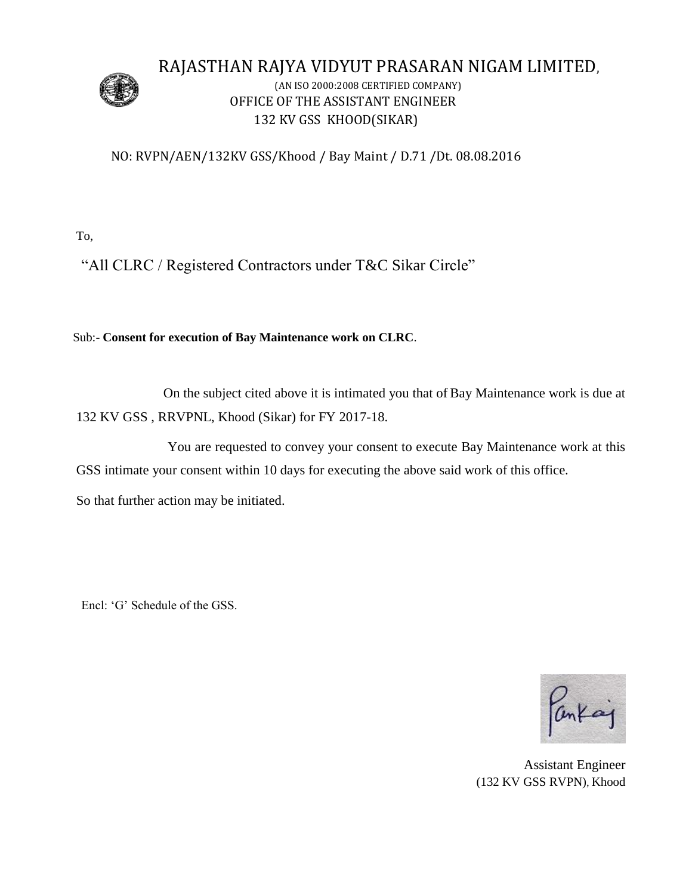# RAJASTHAN RAJYA VIDYUT PRASARAN NIGAM LIMITED,

(AN ISO 2000:2008 CERTIFIED COMPANY)

OFFICE OF THE ASSISTANT ENGINEER

132 KV GSS KHOOD(SIKAR)

NO: RVPN/AEN/132KV GSS/Khood / Bay Maint / D.71 /Dt. 08.08.2016

To,

"All CLRC / Registered Contractors under T&C Sikar Circle"

Sub:- **Consent for execution of Bay Maintenance work on CLRC**.

On the subject cited above it is intimated you that of Bay Maintenance work is due at 132 KV GSS , RRVPNL, Khood (Sikar) for FY 2017-18.

You are requested to convey your consent to execute Bay Maintenance work at this GSS intimate your consent within 10 days for executing the above said work of this office.

So that further action may be initiated.

Encl: 'G' Schedule of the GSS.

Pankaj

Assistant Engineer
(132 KV GSS RVPN), Khood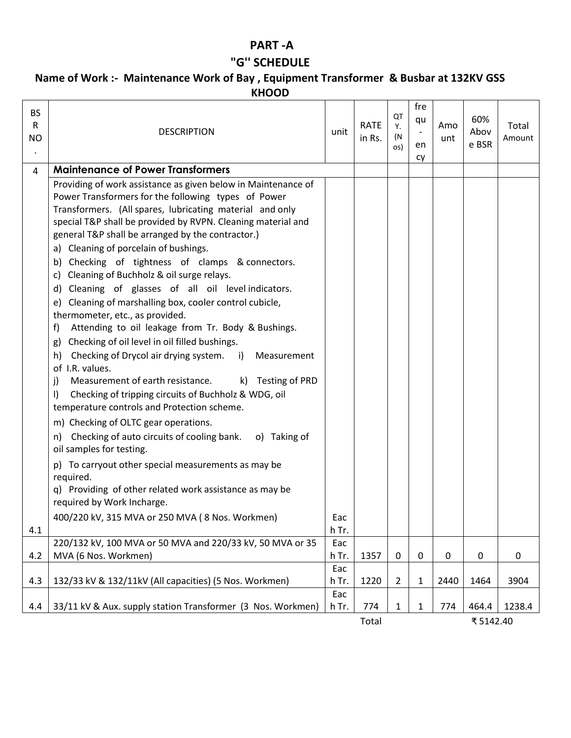# PART -A

## "G" SCHEDULE

### Name of Work :- Maintenance Work of Bay , Equipment Transformer & Busbar at 132KV GSS KHOOD

| BSR NO. | DESCRIPTION | unit | RATE in Rs. | QTY. (Nos) | frequency | Amount | 60% Above BSR | Total Amount |
|---|---|---|---|---|---|---|---|---|
| 4 | **Maintenance of Power Transformers** | | | | | | | |
| | Providing of work assistance as given below in Maintenance of Power Transformers for the following types of Power Transformers. (All spares, lubricating material and only special T&P shall be provided by RVPN. Cleaning material and general T&P shall be arranged by the contractor.)<br>a) Cleaning of porcelain of bushings.<br>b) Checking of tightness of clamps & connectors.<br>c) Cleaning of Buchholz & oil surge relays.<br>d) Cleaning of glasses of all oil level indicators.<br>e) Cleaning of marshalling box, cooler control cubicle, thermometer, etc., as provided.<br>f) Attending to oil leakage from Tr. Body & Bushings.<br>g) Checking of oil level in oil filled bushings.<br>h) Checking of Drycol air drying system. i) Measurement of I.R. values.<br>j) Measurement of earth resistance. k) Testing of PRD<br>l) Checking of tripping circuits of Buchholz & WDG, oil temperature controls and Protection scheme.<br>m) Checking of OLTC gear operations.<br>n) Checking of auto circuits of cooling bank. o) Taking of oil samples for testing.<br>p) To carryout other special measurements as may be required.<br>q) Providing of other related work assistance as may be required by Work Incharge. | | | | | | | |
| 4.1 | 400/220 kV, 315 MVA or 250 MVA ( 8 Nos. Workmen) | Each Tr. | | | | | | |
| 4.2 | 220/132 kV, 100 MVA or 50 MVA and 220/33 kV, 50 MVA or 35 MVA (6 Nos. Workmen) | Each Tr. | 1357 | 0 | 0 | 0 | 0 | 0 |
| 4.3 | 132/33 kV & 132/11kV (All capacities) (5 Nos. Workmen) | Each Tr. | 1220 | 2 | 1 | 2440 | 1464 | 3904 |
| 4.4 | 33/11 kV & Aux. supply station Transformer (3 Nos. Workmen) | Each Tr. | 774 | 1 | 1 | 774 | 464.4 | 1238.4 |
| | | | Total | | | | ₹ 5142.40 | |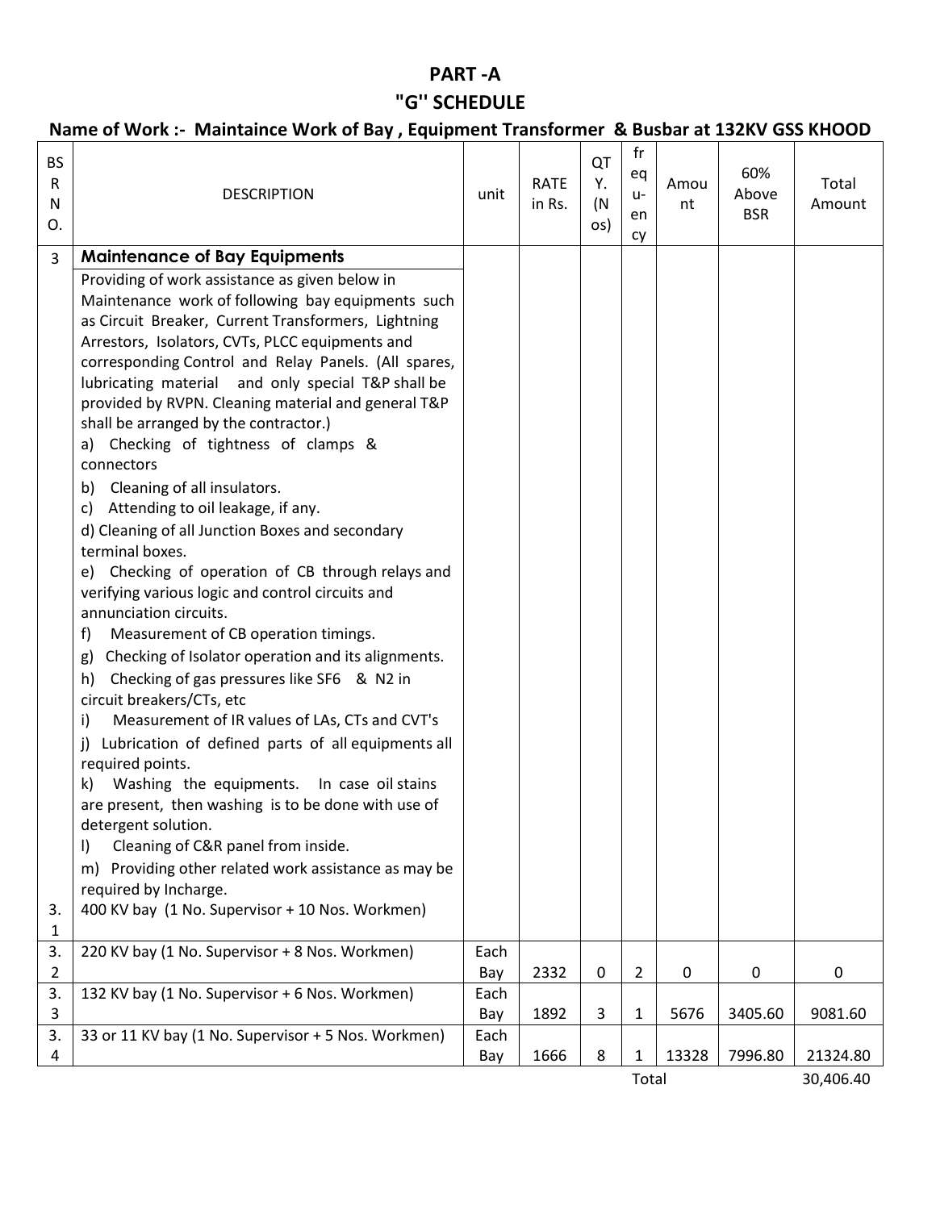# PART -A

## "G" SCHEDULE

### Name of Work :- Maintaince Work of Bay , Equipment Transformer & Busbar at 132KV GSS KHOOD

| BSR NO. | DESCRIPTION | unit | RATE in Rs. | QTY. (Nos) | frequency | Amount | 60% Above BSR | Total Amount |
|---|---|---|---|---|---|---|---|---|
| 3 | **Maintenance of Bay Equipments**<br>Providing of work assistance as given below in Maintenance work of following bay equipments such as Circuit Breaker, Current Transformers, Lightning Arrestors, Isolators, CVTs, PLCC equipments and corresponding Control and Relay Panels. (All spares, lubricating material and only special T&P shall be provided by RVPN. Cleaning material and general T&P shall be arranged by the contractor.)<br>a) Checking of tightness of clamps & connectors<br>b) Cleaning of all insulators.<br>c) Attending to oil leakage, if any.<br>d) Cleaning of all Junction Boxes and secondary terminal boxes.<br>e) Checking of operation of CB through relays and verifying various logic and control circuits and annunciation circuits.<br>f) Measurement of CB operation timings.<br>g) Checking of Isolator operation and its alignments.<br>h) Checking of gas pressures like SF6 & N2 in circuit breakers/CTs, etc<br>i) Measurement of IR values of LAs, CTs and CVT's<br>j) Lubrication of defined parts of all equipments all required points.<br>k) Washing the equipments. In case oil stains are present, then washing is to be done with use of detergent solution.<br>l) Cleaning of C&R panel from inside.<br>m) Providing other related work assistance as may be required by Incharge. | | | | | | | |
| 3.1 | 400 KV bay (1 No. Supervisor + 10 Nos. Workmen) | | | | | | | |
| 3.2 | 220 KV bay (1 No. Supervisor + 8 Nos. Workmen) | Each Bay | 2332 | 0 | 2 | 0 | 0 | 0 |
| 3.3 | 132 KV bay (1 No. Supervisor + 6 Nos. Workmen) | Each Bay | 1892 | 3 | 1 | 5676 | 3405.60 | 9081.60 |
| 3.4 | 33 or 11 KV bay (1 No. Supervisor + 5 Nos. Workmen) | Each Bay | 1666 | 8 | 1 | 13328 | 7996.80 | 21324.80 |
| | | | | | Total | | | 30,406.40 |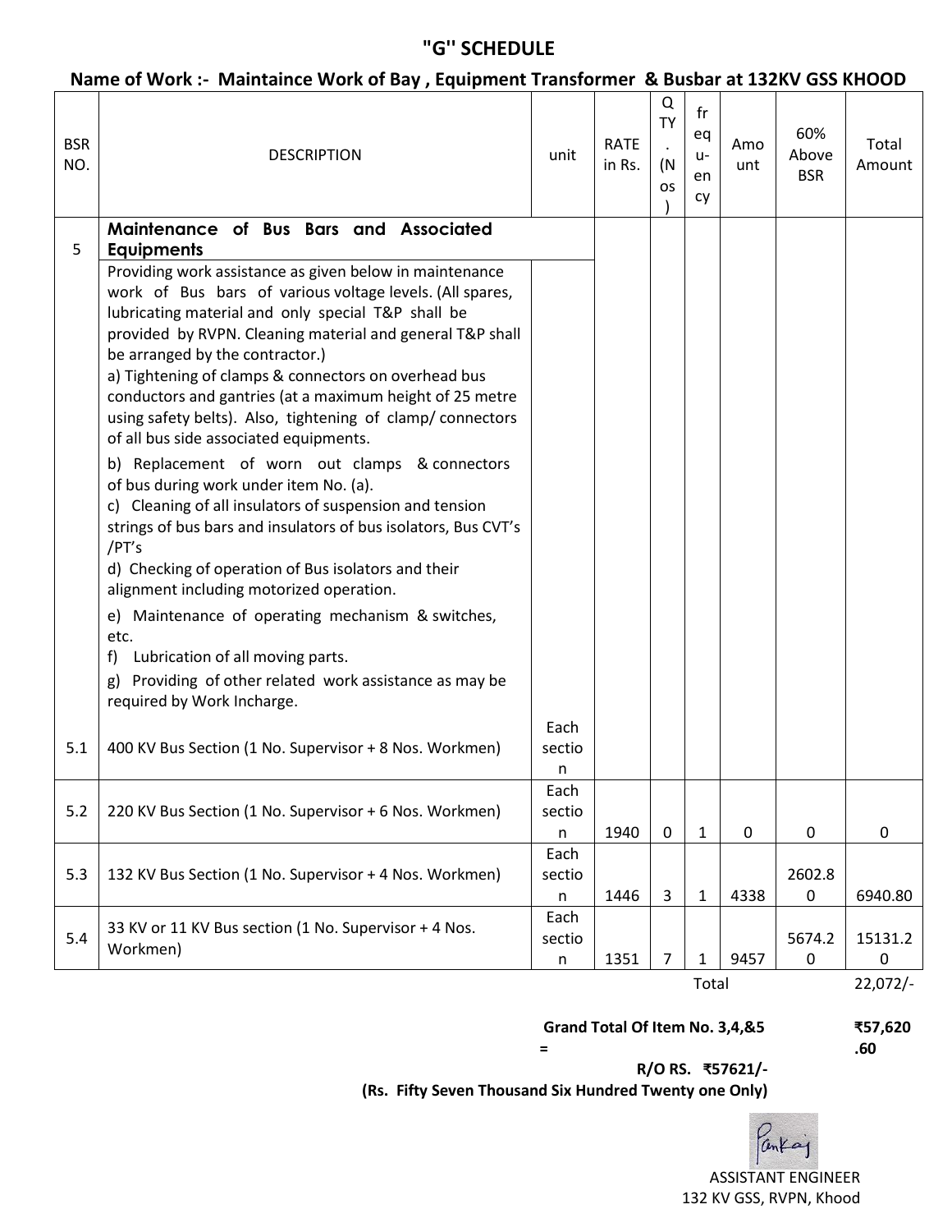# "G" SCHEDULE

## Name of Work :- Maintaince Work of Bay , Equipment Transformer & Busbar at 132KV GSS KHOOD

| BSR NO. | DESCRIPTION | unit | RATE in Rs. | QTY. (Nos) | frequency | Amount | 60% Above BSR | Total Amount |
|---|---|---|---|---|---|---|---|---|
| 5 | **Maintenance of Bus Bars and Associated Equipments** | | | | | | | |
| | Providing work assistance as given below in maintenance work of Bus bars of various voltage levels. (All spares, lubricating material and only special T&P shall be provided by RVPN. Cleaning material and general T&P shall be arranged by the contractor.)<br>a) Tightening of clamps & connectors on overhead bus conductors and gantries (at a maximum height of 25 metre using safety belts). Also, tightening of clamp/ connectors of all bus side associated equipments.<br>b) Replacement of worn out clamps & connectors of bus during work under item No. (a).<br>c) Cleaning of all insulators of suspension and tension strings of bus bars and insulators of bus isolators, Bus CVT's /PT's<br>d) Checking of operation of Bus isolators and their alignment including motorized operation.<br>e) Maintenance of operating mechanism & switches, etc.<br>f) Lubrication of all moving parts.<br>g) Providing of other related work assistance as may be required by Work Incharge. | | | | | | | |
| 5.1 | 400 KV Bus Section (1 No. Supervisor + 8 Nos. Workmen) | Each section | | | | | | |
| 5.2 | 220 KV Bus Section (1 No. Supervisor + 6 Nos. Workmen) | Each section | 1940 | 0 | 1 | 0 | 0 | 0 |
| 5.3 | 132 KV Bus Section (1 No. Supervisor + 4 Nos. Workmen) | Each section | 1446 | 3 | 1 | 4338 | 2602.80 | 6940.80 |
| 5.4 | 33 KV or 11 KV Bus section (1 No. Supervisor + 4 Nos. Workmen) | Each section | 1351 | 7 | 1 | 9457 | 5674.20 | 15131.20 |
| | | | | | Total | | | 22,072/- |

**Grand Total Of Item No. 3,4,&5 =** **₹57,620.60**

**R/O RS. ₹57621/-**

**(Rs. Fifty Seven Thousand Six Hundred Twenty one Only)**

ASSISTANT ENGINEER
132 KV GSS, RVPN, Khood